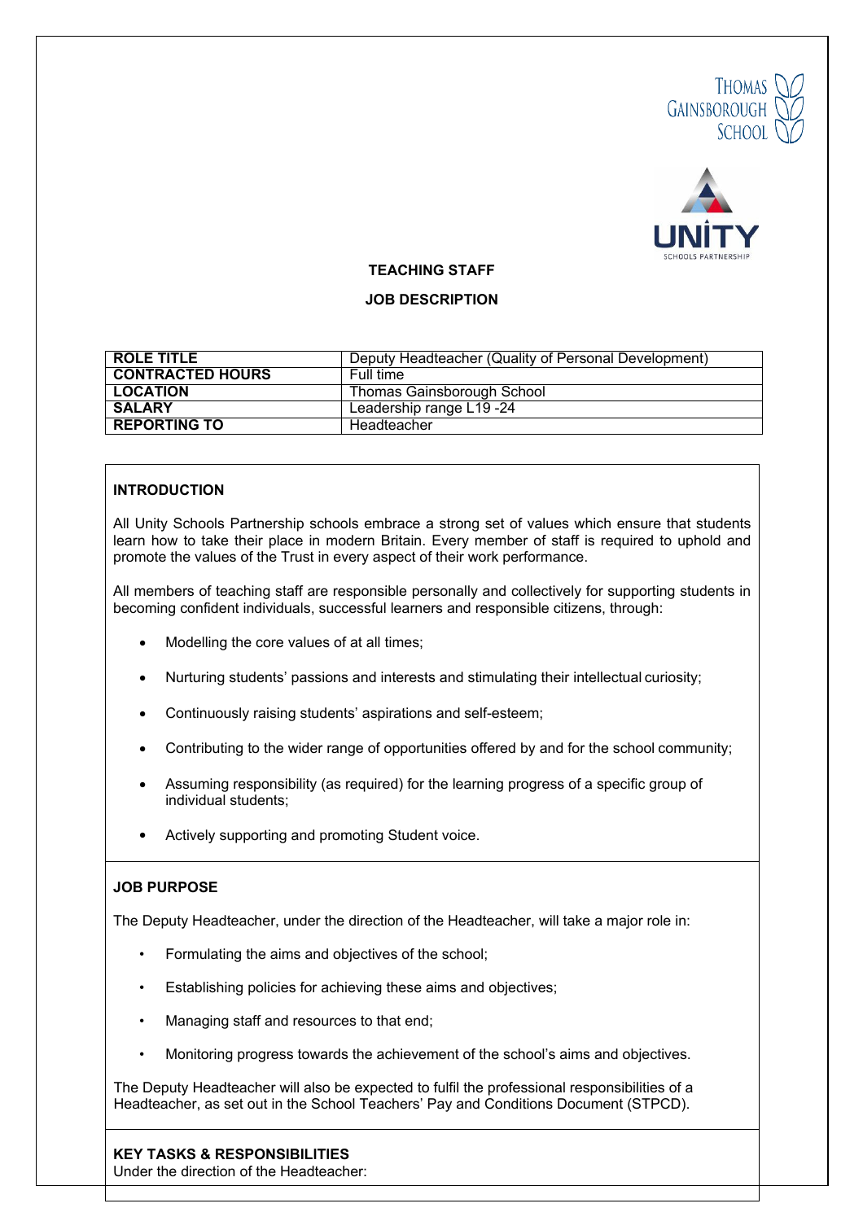**TEACHING STAFF**

**JOB DESCRIPTION**

| ROLE TITLE | Deputy Headteacher (Quality of Personal Development) |
|---|---|
| CONTRACTED HOURS | Full time |
| LOCATION | Thomas Gainsborough School |
| SALARY | Leadership range L19 -24 |
| REPORTING TO | Headteacher |

## INTRODUCTION

All Unity Schools Partnership schools embrace a strong set of values which ensure that students learn how to take their place in modern Britain. Every member of staff is required to uphold and promote the values of the Trust in every aspect of their work performance.

All members of teaching staff are responsible personally and collectively for supporting students in becoming confident individuals, successful learners and responsible citizens, through:

- Modelling the core values of at all times;
- Nurturing students' passions and interests and stimulating their intellectual curiosity;
- Continuously raising students' aspirations and self-esteem;
- Contributing to the wider range of opportunities offered by and for the school community;
- Assuming responsibility (as required) for the learning progress of a specific group of individual students;
- Actively supporting and promoting Student voice.

## JOB PURPOSE

The Deputy Headteacher, under the direction of the Headteacher, will take a major role in:

- Formulating the aims and objectives of the school;
- Establishing policies for achieving these aims and objectives;
- Managing staff and resources to that end;
- Monitoring progress towards the achievement of the school's aims and objectives.

The Deputy Headteacher will also be expected to fulfil the professional responsibilities of a Headteacher, as set out in the School Teachers' Pay and Conditions Document (STPCD).

## KEY TASKS & RESPONSIBILITIES

Under the direction of the Headteacher: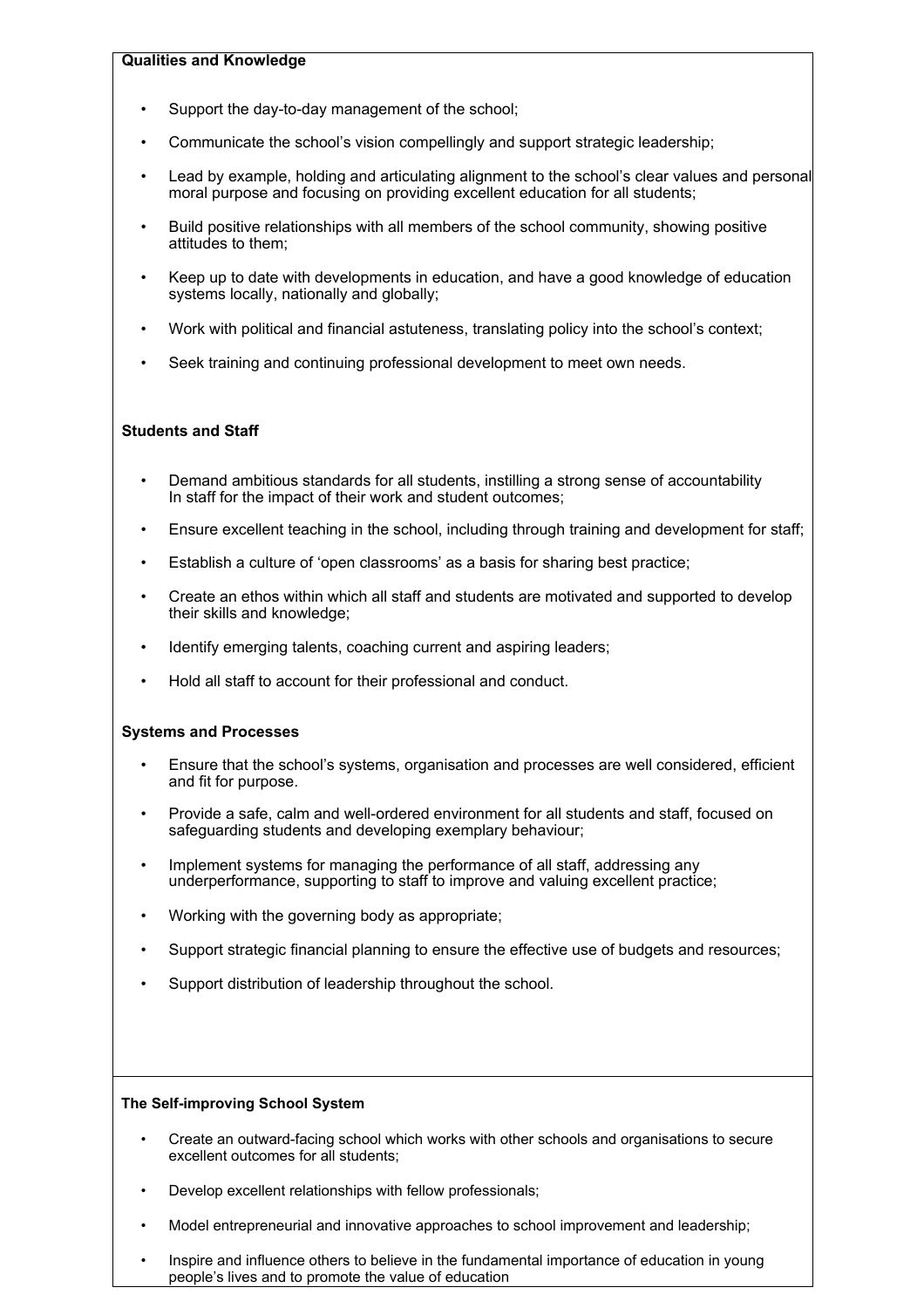**Qualities and Knowledge**

- Support the day-to-day management of the school;
- Communicate the school's vision compellingly and support strategic leadership;
- Lead by example, holding and articulating alignment to the school's clear values and personal moral purpose and focusing on providing excellent education for all students;
- Build positive relationships with all members of the school community, showing positive attitudes to them;
- Keep up to date with developments in education, and have a good knowledge of education systems locally, nationally and globally;
- Work with political and financial astuteness, translating policy into the school's context;
- Seek training and continuing professional development to meet own needs.

**Students and Staff**

- Demand ambitious standards for all students, instilling a strong sense of accountability In staff for the impact of their work and student outcomes;
- Ensure excellent teaching in the school, including through training and development for staff;
- Establish a culture of 'open classrooms' as a basis for sharing best practice;
- Create an ethos within which all staff and students are motivated and supported to develop their skills and knowledge;
- Identify emerging talents, coaching current and aspiring leaders;
- Hold all staff to account for their professional and conduct.

**Systems and Processes**

- Ensure that the school's systems, organisation and processes are well considered, efficient and fit for purpose.
- Provide a safe, calm and well-ordered environment for all students and staff, focused on safeguarding students and developing exemplary behaviour;
- Implement systems for managing the performance of all staff, addressing any underperformance, supporting to staff to improve and valuing excellent practice;
- Working with the governing body as appropriate;
- Support strategic financial planning to ensure the effective use of budgets and resources;
- Support distribution of leadership throughout the school.

**The Self-improving School System**

- Create an outward-facing school which works with other schools and organisations to secure excellent outcomes for all students;
- Develop excellent relationships with fellow professionals;
- Model entrepreneurial and innovative approaches to school improvement and leadership;
- Inspire and influence others to believe in the fundamental importance of education in young people's lives and to promote the value of education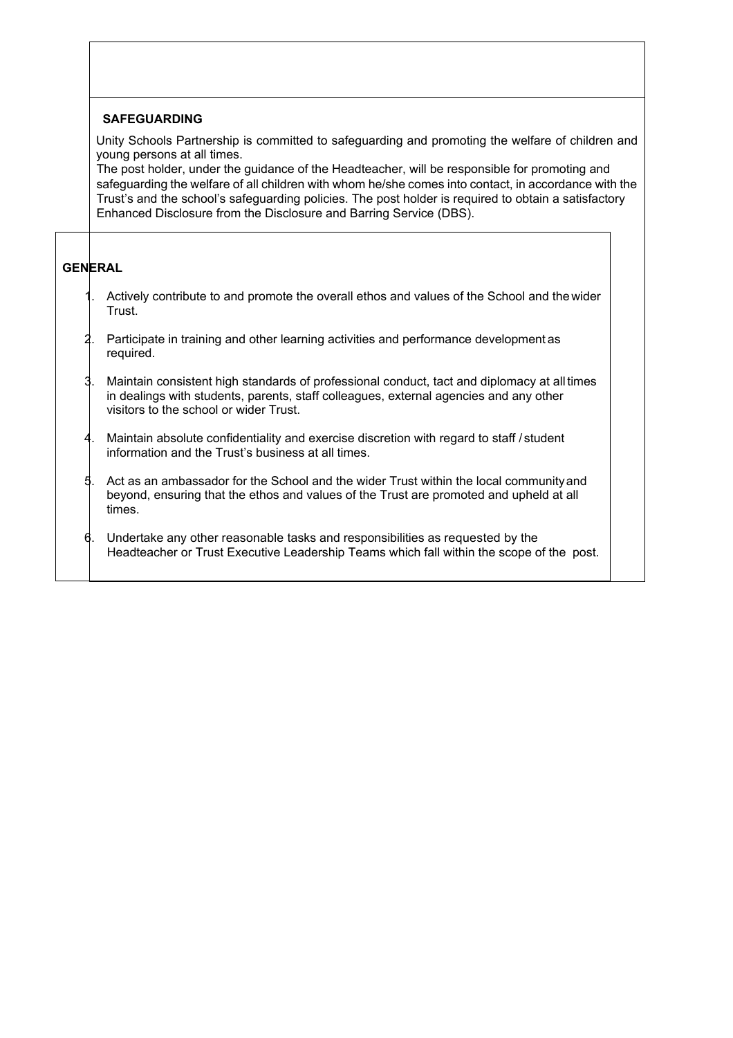## SAFEGUARDING

Unity Schools Partnership is committed to safeguarding and promoting the welfare of children and young persons at all times.
The post holder, under the guidance of the Headteacher, will be responsible for promoting and safeguarding the welfare of all children with whom he/she comes into contact, in accordance with the Trust's and the school's safeguarding policies. The post holder is required to obtain a satisfactory Enhanced Disclosure from the Disclosure and Barring Service (DBS).

## GENERAL

1. Actively contribute to and promote the overall ethos and values of the School and the wider Trust.
2. Participate in training and other learning activities and performance development as required.
3. Maintain consistent high standards of professional conduct, tact and diplomacy at all times in dealings with students, parents, staff colleagues, external agencies and any other visitors to the school or wider Trust.
4. Maintain absolute confidentiality and exercise discretion with regard to staff / student information and the Trust's business at all times.
5. Act as an ambassador for the School and the wider Trust within the local community and beyond, ensuring that the ethos and values of the Trust are promoted and upheld at all times.
6. Undertake any other reasonable tasks and responsibilities as requested by the Headteacher or Trust Executive Leadership Teams which fall within the scope of the post.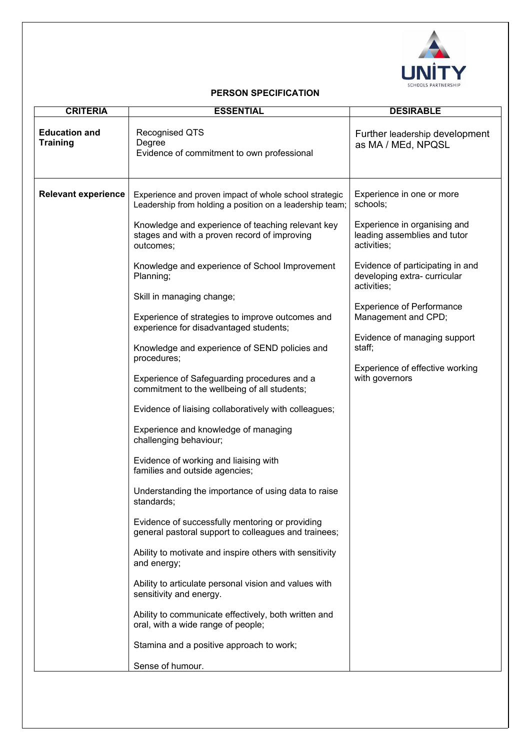## PERSON SPECIFICATION

| CRITERIA | ESSENTIAL | DESIRABLE |
|---|---|---|
| **Education and Training** | Recognised QTS<br>Degree<br>Evidence of commitment to own professional | Further leadership development as MA / MEd, NPQSL |
| **Relevant experience** | Experience and proven impact of whole school strategic Leadership from holding a position on a leadership team;<br><br>Knowledge and experience of teaching relevant key stages and with a proven record of improving outcomes;<br><br>Knowledge and experience of School Improvement Planning;<br><br>Skill in managing change;<br><br>Experience of strategies to improve outcomes and experience for disadvantaged students;<br><br>Knowledge and experience of SEND policies and procedures;<br><br>Experience of Safeguarding procedures and a commitment to the wellbeing of all students;<br><br>Evidence of liaising collaboratively with colleagues;<br><br>Experience and knowledge of managing challenging behaviour;<br><br>Evidence of working and liaising with families and outside agencies;<br><br>Understanding the importance of using data to raise standards;<br><br>Evidence of successfully mentoring or providing general pastoral support to colleagues and trainees;<br><br>Ability to motivate and inspire others with sensitivity and energy;<br><br>Ability to articulate personal vision and values with sensitivity and energy.<br><br>Ability to communicate effectively, both written and oral, with a wide range of people;<br><br>Stamina and a positive approach to work;<br><br>Sense of humour. | Experience in one or more schools;<br><br>Experience in organising and leading assemblies and tutor activities;<br><br>Evidence of participating in and developing extra- curricular activities;<br><br>Experience of Performance Management and CPD;<br><br>Evidence of managing support staff;<br><br>Experience of effective working with governors |